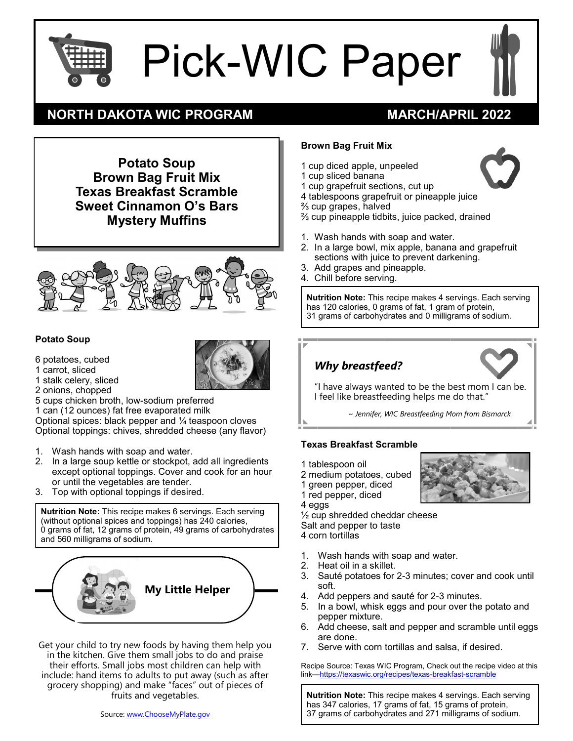# Pick-WIC Paper

**NORTH DAKOTA WIC PROGRAM** **MARCH/APRIL 2022**

**Potato Soup**
**Brown Bag Fruit Mix**
**Texas Breakfast Scramble**
**Sweet Cinnamon O's Bars**
**Mystery Muffins**

### Potato Soup

6 potatoes, cubed
1 carrot, sliced
1 stalk celery, sliced
2 onions, chopped
5 cups chicken broth, low-sodium preferred
1 can (12 ounces) fat free evaporated milk
Optional spices: black pepper and ¼ teaspoon cloves
Optional toppings: chives, shredded cheese (any flavor)

1. Wash hands with soap and water.
2. In a large soup kettle or stockpot, add all ingredients except optional toppings. Cover and cook for an hour or until the vegetables are tender.
3. Top with optional toppings if desired.

**Nutrition Note:** This recipe makes 6 servings. Each serving (without optional spices and toppings) has 240 calories, 0 grams of fat, 12 grams of protein, 49 grams of carbohydrates and 560 milligrams of sodium.

### My Little Helper

Get your child to try new foods by having them help you in the kitchen. Give them small jobs to do and praise their efforts. Small jobs most children can help with include: hand items to adults to put away (such as after grocery shopping) and make "faces" out of pieces of fruits and vegetables.

Source: www.ChooseMyPlate.gov

### Brown Bag Fruit Mix

1 cup diced apple, unpeeled
1 cup sliced banana
1 cup grapefruit sections, cut up
4 tablespoons grapefruit or pineapple juice
⅔ cup grapes, halved
⅔ cup pineapple tidbits, juice packed, drained

1. Wash hands with soap and water.
2. In a large bowl, mix apple, banana and grapefruit sections with juice to prevent darkening.
3. Add grapes and pineapple.
4. Chill before serving.

**Nutrition Note:** This recipe makes 4 servings. Each serving has 120 calories, 0 grams of fat, 1 gram of protein, 31 grams of carbohydrates and 0 milligrams of sodium.

### *Why breastfeed?*

"I have always wanted to be the best mom I can be. I feel like breastfeeding helps me do that."

*~ Jennifer, WIC Breastfeeding Mom from Bismarck*

### Texas Breakfast Scramble

1 tablespoon oil
2 medium potatoes, cubed
1 green pepper, diced
1 red pepper, diced
4 eggs
½ cup shredded cheddar cheese
Salt and pepper to taste
4 corn tortillas

1. Wash hands with soap and water.
2. Heat oil in a skillet.
3. Sauté potatoes for 2-3 minutes; cover and cook until soft.
4. Add peppers and sauté for 2-3 minutes.
5. In a bowl, whisk eggs and pour over the potato and pepper mixture.
6. Add cheese, salt and pepper and scramble until eggs are done.
7. Serve with corn tortillas and salsa, if desired.

Recipe Source: Texas WIC Program, Check out the recipe video at this link—https://texaswic.org/recipes/texas-breakfast-scramble

**Nutrition Note:** This recipe makes 4 servings. Each serving has 347 calories, 17 grams of fat, 15 grams of protein, 37 grams of carbohydrates and 271 milligrams of sodium.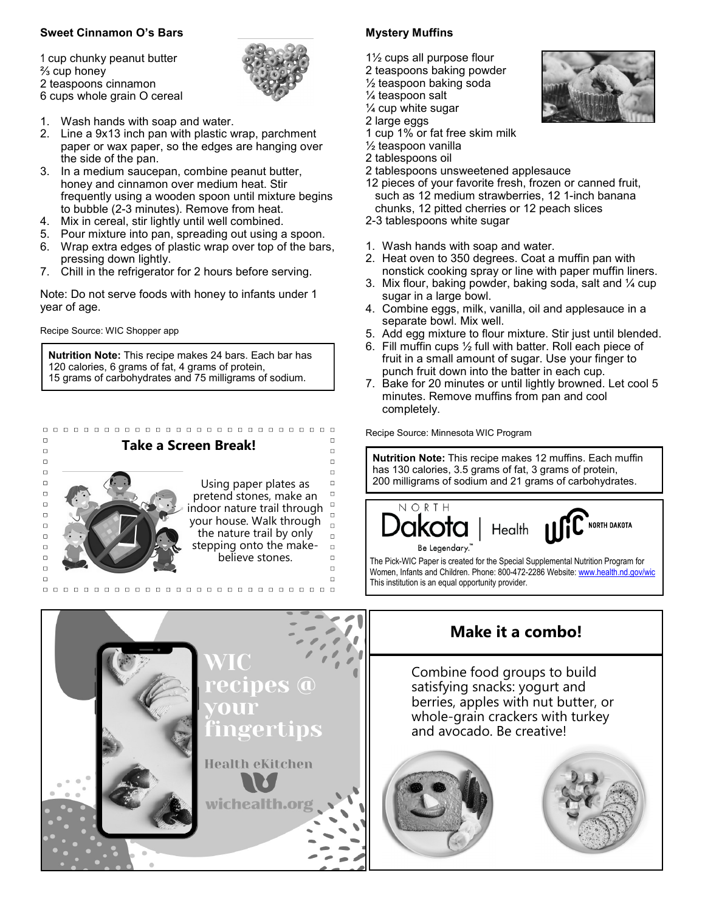## Sweet Cinnamon O's Bars

1 cup chunky peanut butter
⅔ cup honey
2 teaspoons cinnamon
6 cups whole grain O cereal

1. Wash hands with soap and water.
2. Line a 9x13 inch pan with plastic wrap, parchment paper or wax paper, so the edges are hanging over the side of the pan.
3. In a medium saucepan, combine peanut butter, honey and cinnamon over medium heat. Stir frequently using a wooden spoon until mixture begins to bubble (2-3 minutes). Remove from heat.
4. Mix in cereal, stir lightly until well combined.
5. Pour mixture into pan, spreading out using a spoon.
6. Wrap extra edges of plastic wrap over top of the bars, pressing down lightly.
7. Chill in the refrigerator for 2 hours before serving.

Note: Do not serve foods with honey to infants under 1 year of age.

Recipe Source: WIC Shopper app

**Nutrition Note:** This recipe makes 24 bars. Each bar has 120 calories, 6 grams of fat, 4 grams of protein, 15 grams of carbohydrates and 75 milligrams of sodium.

## Take a Screen Break!

Using paper plates as pretend stones, make an indoor nature trail through your house. Walk through the nature trail by only stepping onto the make-believe stones.

## Mystery Muffins

1½ cups all purpose flour
2 teaspoons baking powder
½ teaspoon baking soda
¼ teaspoon salt
¼ cup white sugar
2 large eggs
1 cup 1% or fat free skim milk
½ teaspoon vanilla
2 tablespoons oil
2 tablespoons unsweetened applesauce
12 pieces of your favorite fresh, frozen or canned fruit, such as 12 medium strawberries, 12 1-inch banana chunks, 12 pitted cherries or 12 peach slices
2-3 tablespoons white sugar

1. Wash hands with soap and water.
2. Heat oven to 350 degrees. Coat a muffin pan with nonstick cooking spray or line with paper muffin liners.
3. Mix flour, baking powder, baking soda, salt and ¼ cup sugar in a large bowl.
4. Combine eggs, milk, vanilla, oil and applesauce in a separate bowl. Mix well.
5. Add egg mixture to flour mixture. Stir just until blended.
6. Fill muffin cups ½ full with batter. Roll each piece of fruit in a small amount of sugar. Use your finger to punch fruit down into the batter in each cup.
7. Bake for 20 minutes or until lightly browned. Let cool 5 minutes. Remove muffins from pan and cool completely.

Recipe Source: Minnesota WIC Program

**Nutrition Note:** This recipe makes 12 muffins. Each muffin has 130 calories, 3.5 grams of fat, 3 grams of protein, 200 milligrams of sodium and 21 grams of carbohydrates.

NORTH Dakota | Health — Be Legendary.™ — WIC NORTH DAKOTA

The Pick-WIC Paper is created for the Special Supplemental Nutrition Program for Women, Infants and Children. Phone: 800-472-2286 Website: www.health.nd.gov/wic
This institution is an equal opportunity provider.

WIC recipes @ your fingertips

Health eKitchen

wichealth.org

## Make it a combo!

Combine food groups to build satisfying snacks: yogurt and berries, apples with nut butter, or whole-grain crackers with turkey and avocado. Be creative!